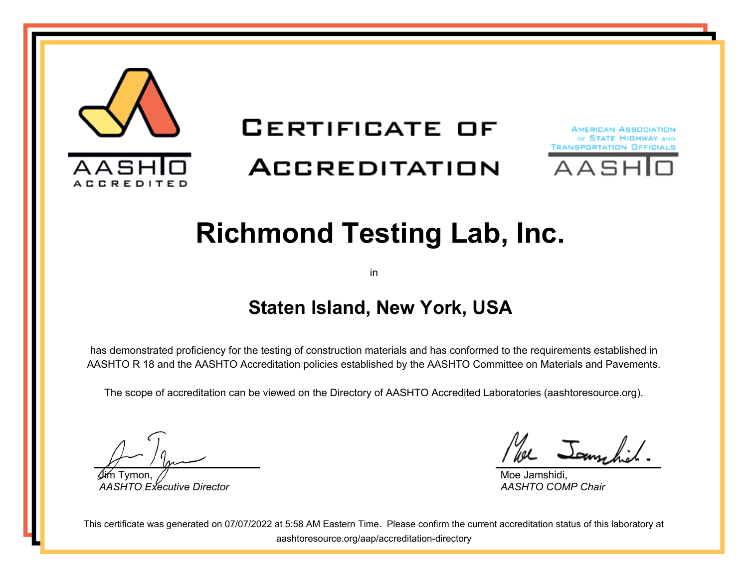AASHTO ACCREDITED

# Certificate of Accreditation

American Association of State Highway and Transportation Officials

AASHTO

## Richmond Testing Lab, Inc.

in

### Staten Island, New York, USA

has demonstrated proficiency for the testing of construction materials and has conformed to the requirements established in AASHTO R 18 and the AASHTO Accreditation policies established by the AASHTO Committee on Materials and Pavements.

The scope of accreditation can be viewed on the Directory of AASHTO Accredited Laboratories (aashtoresource.org).

Jim Tymon,
*AASHTO Executive Director*

Moe Jamshidi,
*AASHTO COMP Chair*

This certificate was generated on 07/07/2022 at 5:58 AM Eastern Time. Please confirm the current accreditation status of this laboratory at aashtoresource.org/aap/accreditation-directory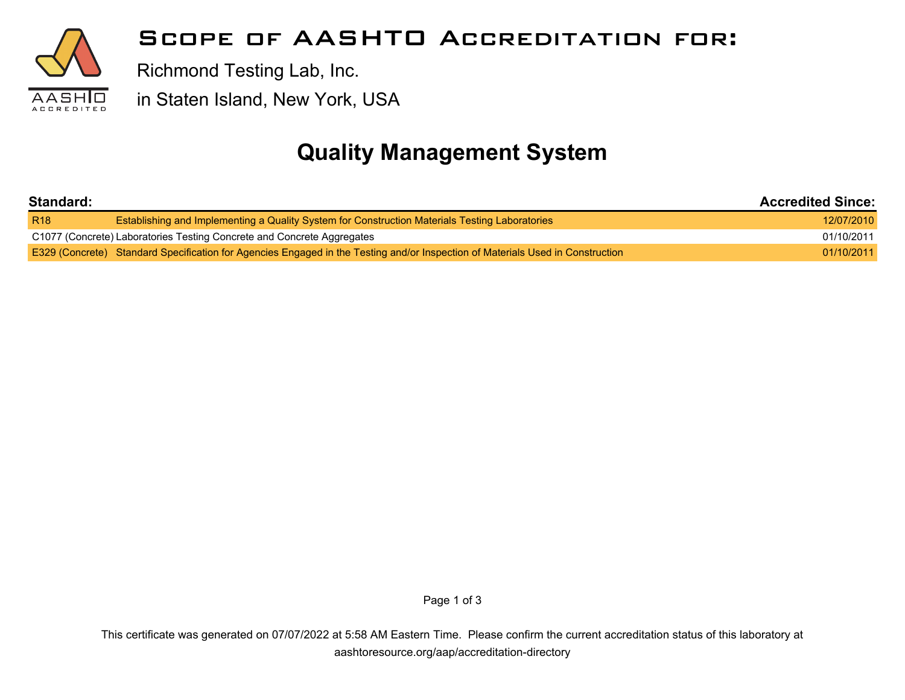# Scope of AASHTO Accreditation for:

Richmond Testing Lab, Inc.

in Staten Island, New York, USA

## Quality Management System

| Standard: | | Accredited Since: |
|---|---|---|
| R18 | Establishing and Implementing a Quality System for Construction Materials Testing Laboratories | 12/07/2010 |
| C1077 (Concrete) | Laboratories Testing Concrete and Concrete Aggregates | 01/10/2011 |
| E329 (Concrete) | Standard Specification for Agencies Engaged in the Testing and/or Inspection of Materials Used in Construction | 01/10/2011 |

This certificate was generated on 07/07/2022 at 5:58 AM Eastern Time. Please confirm the current accreditation status of this laboratory at aashtoresource.org/aap/accreditation-directory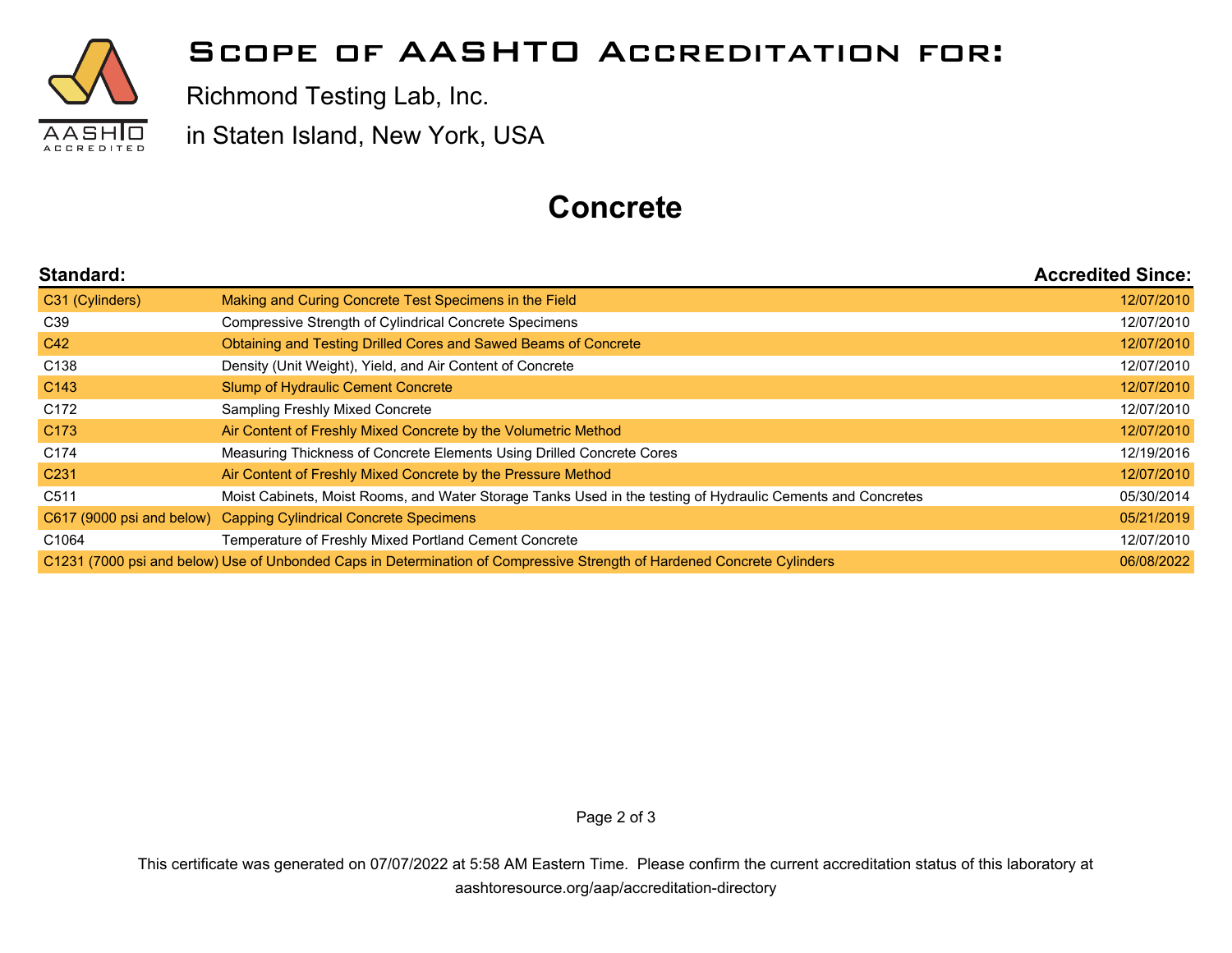# Scope of AASHTO Accreditation for:

Richmond Testing Lab, Inc.

in Staten Island, New York, USA

## Concrete

| Standard: | | Accredited Since: |
|---|---|---|
| C31 (Cylinders) | Making and Curing Concrete Test Specimens in the Field | 12/07/2010 |
| C39 | Compressive Strength of Cylindrical Concrete Specimens | 12/07/2010 |
| C42 | Obtaining and Testing Drilled Cores and Sawed Beams of Concrete | 12/07/2010 |
| C138 | Density (Unit Weight), Yield, and Air Content of Concrete | 12/07/2010 |
| C143 | Slump of Hydraulic Cement Concrete | 12/07/2010 |
| C172 | Sampling Freshly Mixed Concrete | 12/07/2010 |
| C173 | Air Content of Freshly Mixed Concrete by the Volumetric Method | 12/07/2010 |
| C174 | Measuring Thickness of Concrete Elements Using Drilled Concrete Cores | 12/19/2016 |
| C231 | Air Content of Freshly Mixed Concrete by the Pressure Method | 12/07/2010 |
| C511 | Moist Cabinets, Moist Rooms, and Water Storage Tanks Used in the testing of Hydraulic Cements and Concretes | 05/30/2014 |
| C617 (9000 psi and below) | Capping Cylindrical Concrete Specimens | 05/21/2019 |
| C1064 | Temperature of Freshly Mixed Portland Cement Concrete | 12/07/2010 |
| C1231 (7000 psi and below) | Use of Unbonded Caps in Determination of Compressive Strength of Hardened Concrete Cylinders | 06/08/2022 |

This certificate was generated on 07/07/2022 at 5:58 AM Eastern Time. Please confirm the current accreditation status of this laboratory at aashtoresource.org/aap/accreditation-directory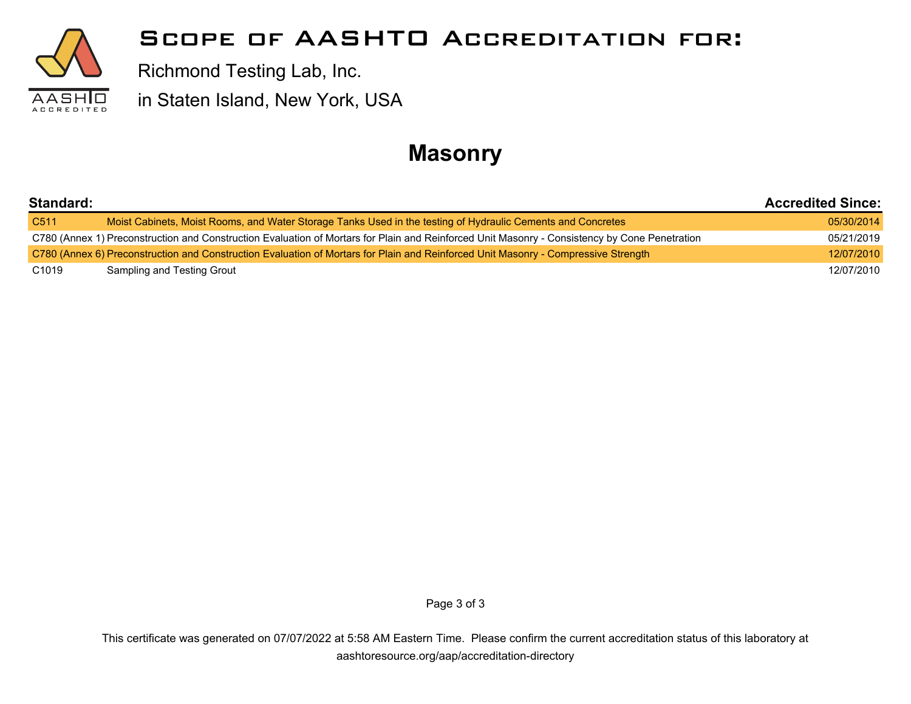# Scope of AASHTO Accreditation for:

Richmond Testing Lab, Inc.

in Staten Island, New York, USA

## Masonry

| Standard: | | Accredited Since: |
|---|---|---|
| C511 | Moist Cabinets, Moist Rooms, and Water Storage Tanks Used in the testing of Hydraulic Cements and Concretes | 05/30/2014 |
| C780 (Annex 1) | Preconstruction and Construction Evaluation of Mortars for Plain and Reinforced Unit Masonry - Consistency by Cone Penetration | 05/21/2019 |
| C780 (Annex 6) | Preconstruction and Construction Evaluation of Mortars for Plain and Reinforced Unit Masonry - Compressive Strength | 12/07/2010 |
| C1019 | Sampling and Testing Grout | 12/07/2010 |

This certificate was generated on 07/07/2022 at 5:58 AM Eastern Time. Please confirm the current accreditation status of this laboratory at aashtoresource.org/aap/accreditation-directory